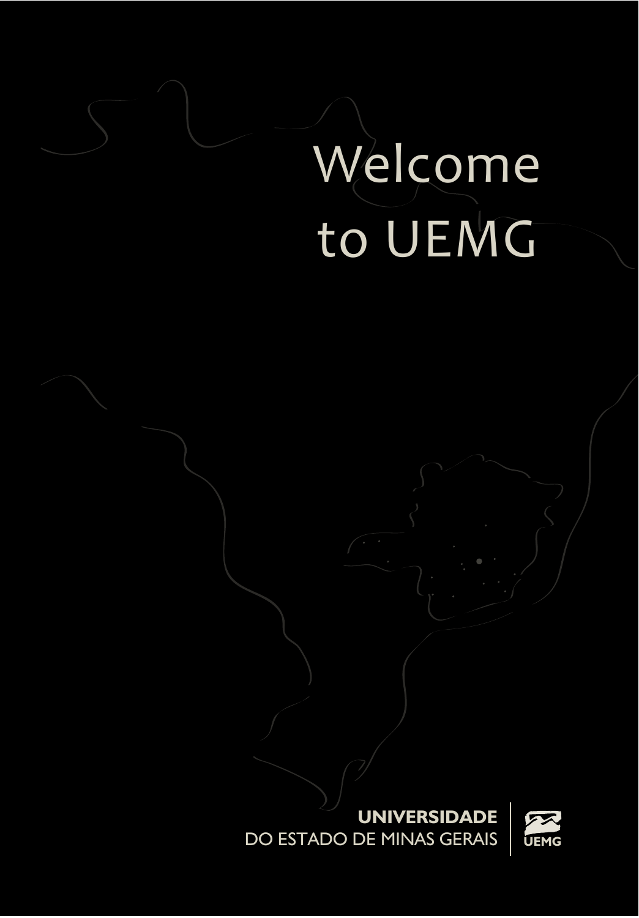# Welcome to UEMG

**UNIVERSIDADE**
DO ESTADO DE MINAS GERAIS

UEMG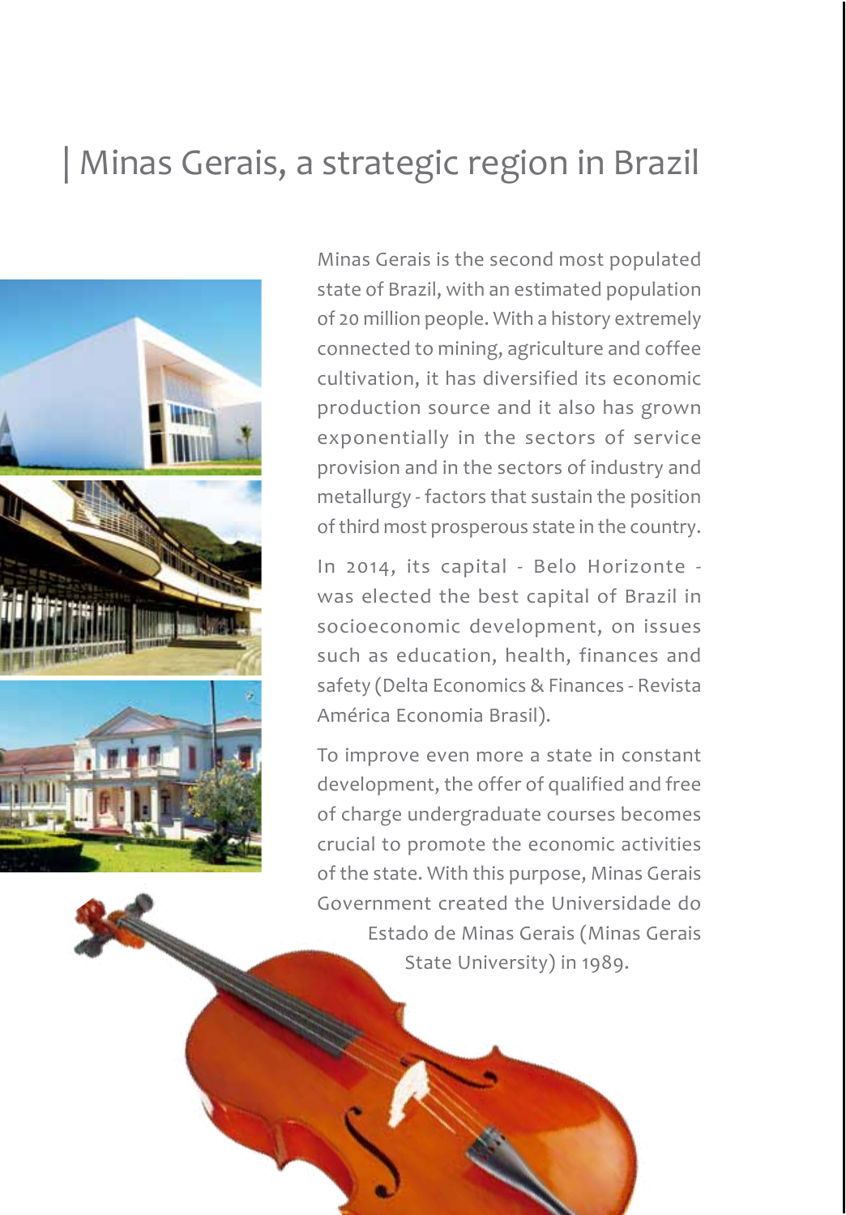# Minas Gerais, a strategic region in Brazil

Minas Gerais is the second most populated state of Brazil, with an estimated population of 20 million people. With a history extremely connected to mining, agriculture and coffee cultivation, it has diversified its economic production source and it also has grown exponentially in the sectors of service provision and in the sectors of industry and metallurgy - factors that sustain the position of third most prosperous state in the country.

In 2014, its capital - Belo Horizonte - was elected the best capital of Brazil in socioeconomic development, on issues such as education, health, finances and safety (Delta Economics & Finances - Revista América Economia Brasil).

To improve even more a state in constant development, the offer of qualified and free of charge undergraduate courses becomes crucial to promote the economic activities of the state. With this purpose, Minas Gerais Government created the Universidade do Estado de Minas Gerais (Minas Gerais State University) in 1989.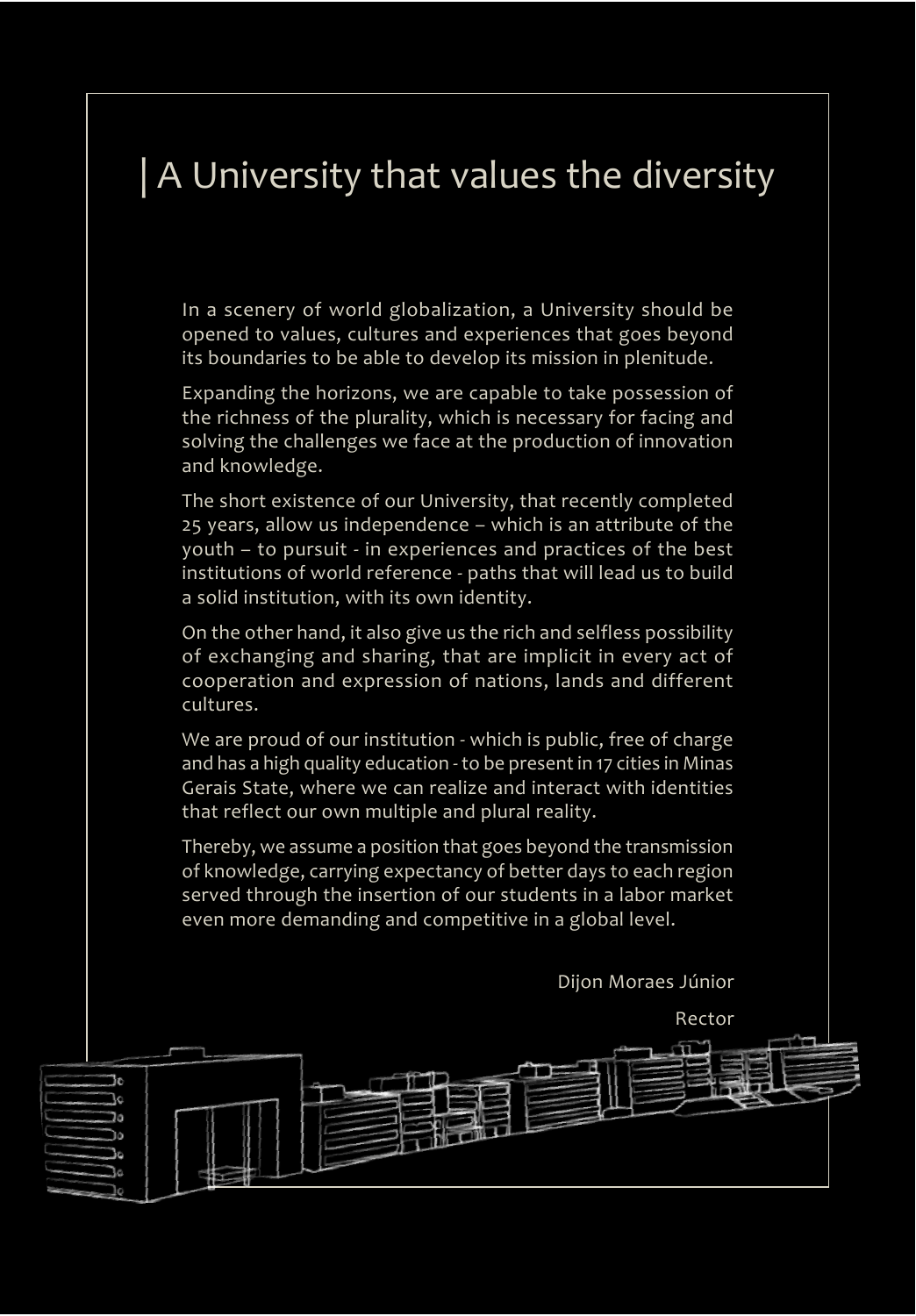# | A University that values the diversity

In a scenery of world globalization, a University should be opened to values, cultures and experiences that goes beyond its boundaries to be able to develop its mission in plenitude.

Expanding the horizons, we are capable to take possession of the richness of the plurality, which is necessary for facing and solving the challenges we face at the production of innovation and knowledge.

The short existence of our University, that recently completed 25 years, allow us independence – which is an attribute of the youth – to pursuit - in experiences and practices of the best institutions of world reference - paths that will lead us to build a solid institution, with its own identity.

On the other hand, it also give us the rich and selfless possibility of exchanging and sharing, that are implicit in every act of cooperation and expression of nations, lands and different cultures.

We are proud of our institution - which is public, free of charge and has a high quality education - to be present in 17 cities in Minas Gerais State, where we can realize and interact with identities that reflect our own multiple and plural reality.

Thereby, we assume a position that goes beyond the transmission of knowledge, carrying expectancy of better days to each region served through the insertion of our students in a labor market even more demanding and competitive in a global level.

Dijon Moraes Júnior

Rector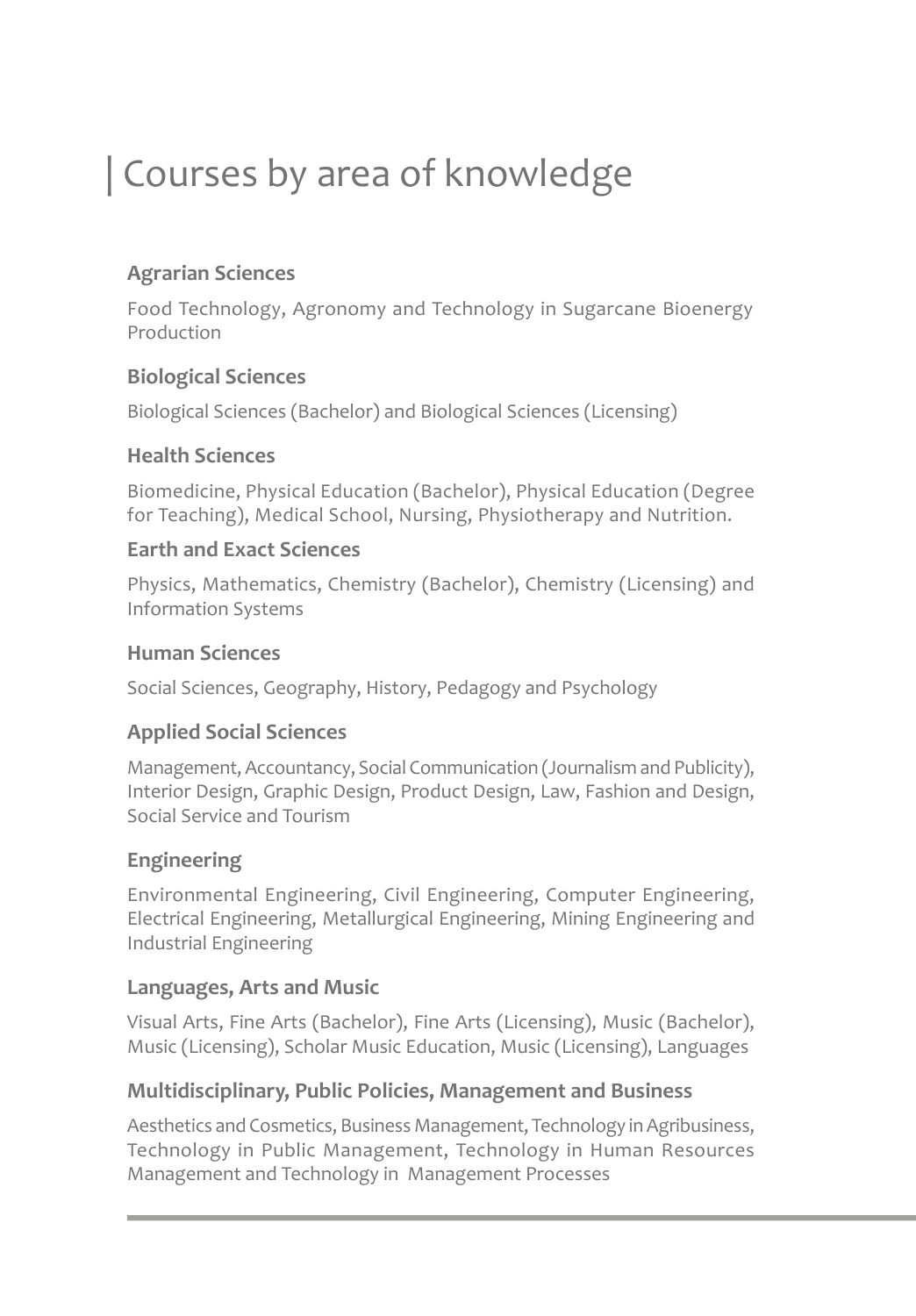# Courses by area of knowledge

### Agrarian Sciences

Food Technology, Agronomy and Technology in Sugarcane Bioenergy Production

### Biological Sciences

Biological Sciences (Bachelor) and Biological Sciences (Licensing)

### Health Sciences

Biomedicine, Physical Education (Bachelor), Physical Education (Degree for Teaching), Medical School, Nursing, Physiotherapy and Nutrition.

### Earth and Exact Sciences

Physics, Mathematics, Chemistry (Bachelor), Chemistry (Licensing) and Information Systems

### Human Sciences

Social Sciences, Geography, History, Pedagogy and Psychology

### Applied Social Sciences

Management, Accountancy, Social Communication (Journalism and Publicity), Interior Design, Graphic Design, Product Design, Law, Fashion and Design, Social Service and Tourism

### Engineering

Environmental Engineering, Civil Engineering, Computer Engineering, Electrical Engineering, Metallurgical Engineering, Mining Engineering and Industrial Engineering

### Languages, Arts and Music

Visual Arts, Fine Arts (Bachelor), Fine Arts (Licensing), Music (Bachelor), Music (Licensing), Scholar Music Education, Music (Licensing), Languages

### Multidisciplinary, Public Policies, Management and Business

Aesthetics and Cosmetics, Business Management, Technology in Agribusiness, Technology in Public Management, Technology in Human Resources Management and Technology in Management Processes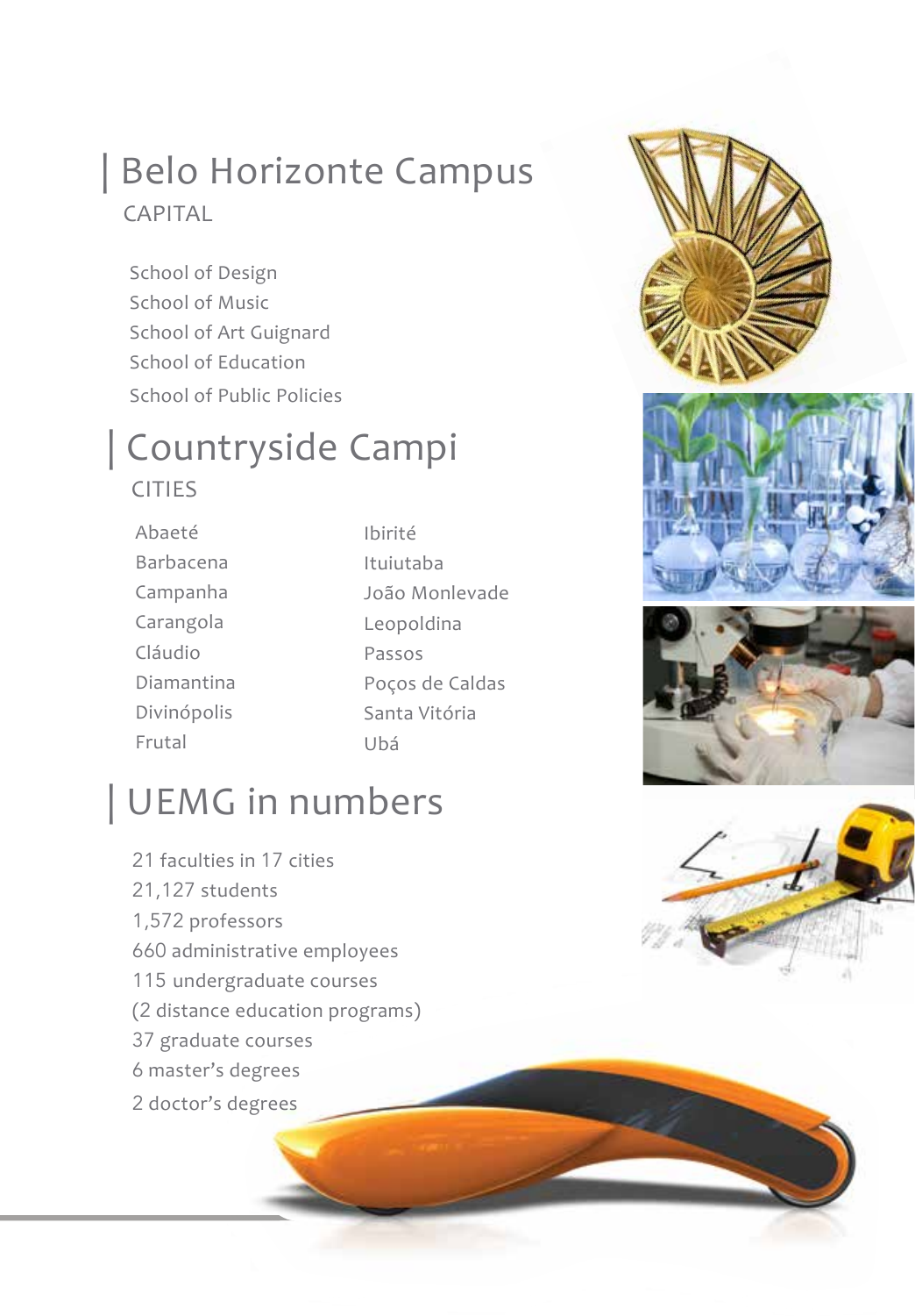## Belo Horizonte Campus

CAPITAL

- School of Design
- School of Music
- School of Art Guignard
- School of Education
- School of Public Policies

## Countryside Campi

CITIES

- Abaeté
- Barbacena
- Campanha
- Carangola
- Cláudio
- Diamantina
- Divinópolis
- Frutal
- Ibirité
- Ituiutaba
- João Monlevade
- Leopoldina
- Passos
- Poços de Caldas
- Santa Vitória
- Ubá

## UEMG in numbers

- 21 faculties in 17 cities
- 21,127 students
- 1,572 professors
- 660 administrative employees
- 115 undergraduate courses
- (2 distance education programs)
- 37 graduate courses
- 6 master's degrees
- 2 doctor's degrees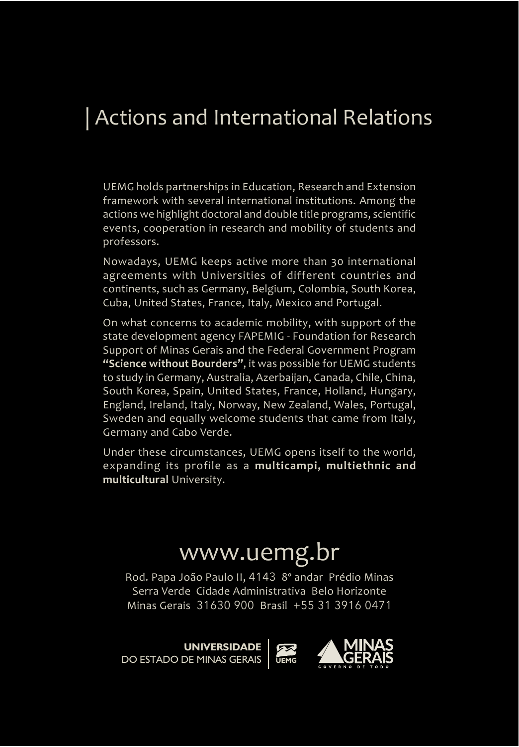# | Actions and International Relations

UEMG holds partnerships in Education, Research and Extension framework with several international institutions. Among the actions we highlight doctoral and double title programs, scientific events, cooperation in research and mobility of students and professors.

Nowadays, UEMG keeps active more than 30 international agreements with Universities of different countries and continents, such as Germany, Belgium, Colombia, South Korea, Cuba, United States, France, Italy, Mexico and Portugal.

On what concerns to academic mobility, with support of the state development agency FAPEMIG - Foundation for Research Support of Minas Gerais and the Federal Government Program **"Science without Bourders"**, it was possible for UEMG students to study in Germany, Australia, Azerbaijan, Canada, Chile, China, South Korea, Spain, United States, France, Holland, Hungary, England, Ireland, Italy, Norway, New Zealand, Wales, Portugal, Sweden and equally welcome students that came from Italy, Germany and Cabo Verde.

Under these circumstances, UEMG opens itself to the world, expanding its profile as a **multicampi, multiethnic and multicultural** University.

www.uemg.br

Rod. Papa João Paulo II, 4143 8º andar Prédio Minas
Serra Verde Cidade Administrativa Belo Horizonte
Minas Gerais 31630 900 Brasil +55 31 3916 0471

**UNIVERSIDADE**
DO ESTADO DE MINAS GERAIS | UEMG

MINAS GERAIS
GOVERNO DE TODOS